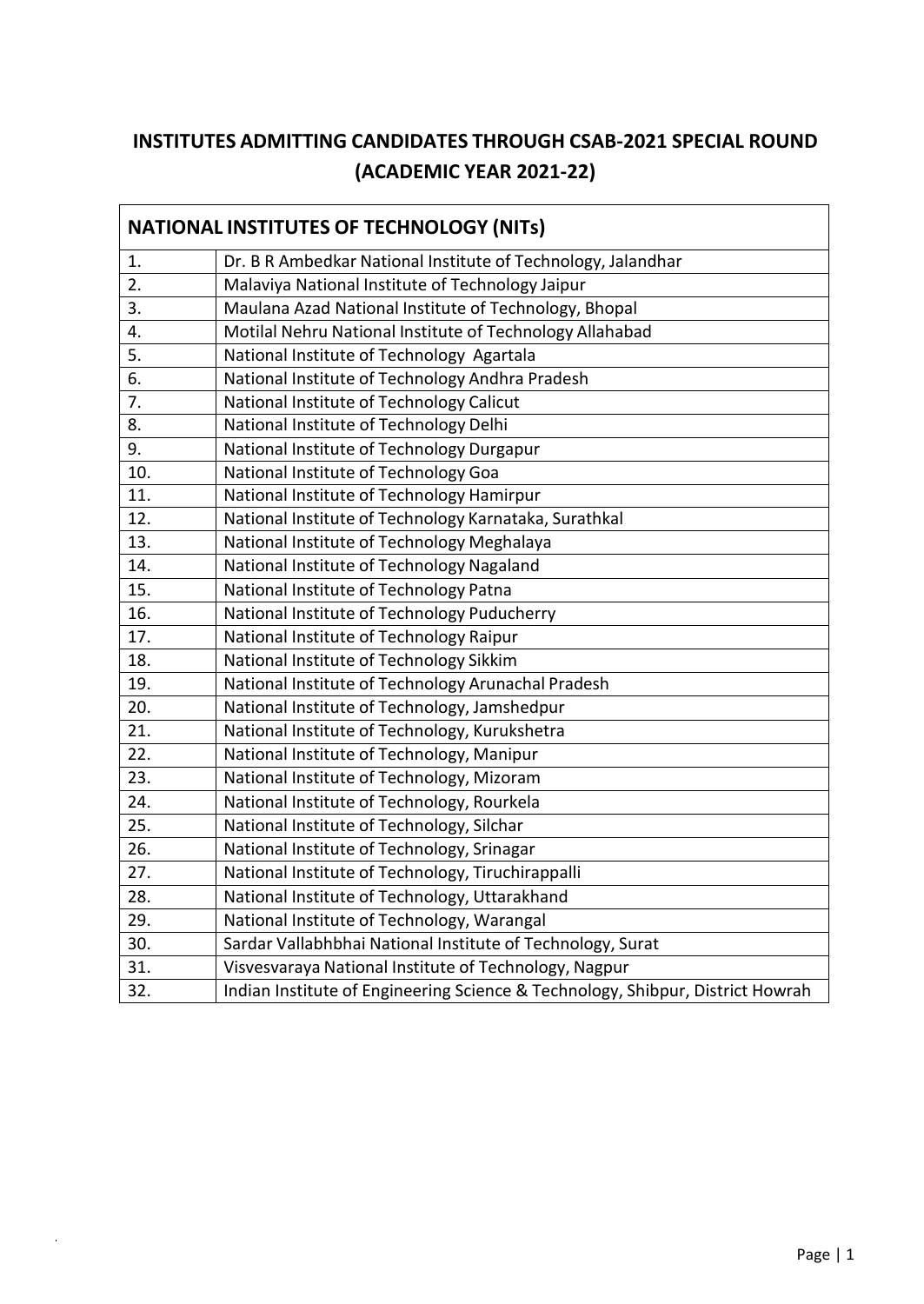# INSTITUTES ADMITTING CANDIDATES THROUGH CSAB-2021 SPECIAL ROUND (ACADEMIC YEAR 2021-22)

| NATIONAL INSTITUTES OF TECHNOLOGY (NITs) | |
|---|---|
| 1. | Dr. B R Ambedkar National Institute of Technology, Jalandhar |
| 2. | Malaviya National Institute of Technology Jaipur |
| 3. | Maulana Azad National Institute of Technology, Bhopal |
| 4. | Motilal Nehru National Institute of Technology Allahabad |
| 5. | National Institute of Technology Agartala |
| 6. | National Institute of Technology Andhra Pradesh |
| 7. | National Institute of Technology Calicut |
| 8. | National Institute of Technology Delhi |
| 9. | National Institute of Technology Durgapur |
| 10. | National Institute of Technology Goa |
| 11. | National Institute of Technology Hamirpur |
| 12. | National Institute of Technology Karnataka, Surathkal |
| 13. | National Institute of Technology Meghalaya |
| 14. | National Institute of Technology Nagaland |
| 15. | National Institute of Technology Patna |
| 16. | National Institute of Technology Puducherry |
| 17. | National Institute of Technology Raipur |
| 18. | National Institute of Technology Sikkim |
| 19. | National Institute of Technology Arunachal Pradesh |
| 20. | National Institute of Technology, Jamshedpur |
| 21. | National Institute of Technology, Kurukshetra |
| 22. | National Institute of Technology, Manipur |
| 23. | National Institute of Technology, Mizoram |
| 24. | National Institute of Technology, Rourkela |
| 25. | National Institute of Technology, Silchar |
| 26. | National Institute of Technology, Srinagar |
| 27. | National Institute of Technology, Tiruchirappalli |
| 28. | National Institute of Technology, Uttarakhand |
| 29. | National Institute of Technology, Warangal |
| 30. | Sardar Vallabhbhai National Institute of Technology, Surat |
| 31. | Visvesvaraya National Institute of Technology, Nagpur |
| 32. | Indian Institute of Engineering Science & Technology, Shibpur, District Howrah |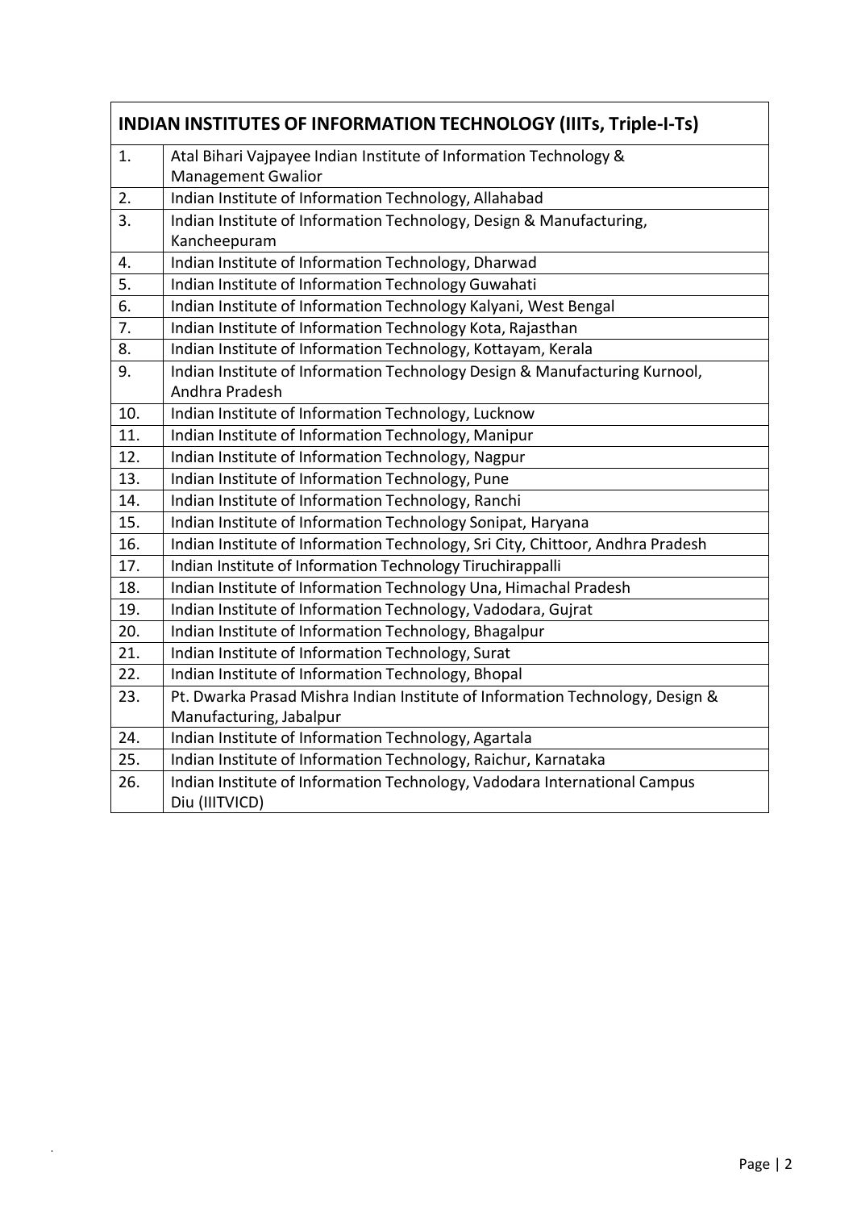| INDIAN INSTITUTES OF INFORMATION TECHNOLOGY (IIITs, Triple-I-Ts) | |
|---|---|
| 1. | Atal Bihari Vajpayee Indian Institute of Information Technology & Management Gwalior |
| 2. | Indian Institute of Information Technology, Allahabad |
| 3. | Indian Institute of Information Technology, Design & Manufacturing, Kancheepuram |
| 4. | Indian Institute of Information Technology, Dharwad |
| 5. | Indian Institute of Information Technology Guwahati |
| 6. | Indian Institute of Information Technology Kalyani, West Bengal |
| 7. | Indian Institute of Information Technology Kota, Rajasthan |
| 8. | Indian Institute of Information Technology, Kottayam, Kerala |
| 9. | Indian Institute of Information Technology Design & Manufacturing Kurnool, Andhra Pradesh |
| 10. | Indian Institute of Information Technology, Lucknow |
| 11. | Indian Institute of Information Technology, Manipur |
| 12. | Indian Institute of Information Technology, Nagpur |
| 13. | Indian Institute of Information Technology, Pune |
| 14. | Indian Institute of Information Technology, Ranchi |
| 15. | Indian Institute of Information Technology Sonipat, Haryana |
| 16. | Indian Institute of Information Technology, Sri City, Chittoor, Andhra Pradesh |
| 17. | Indian Institute of Information Technology Tiruchirappalli |
| 18. | Indian Institute of Information Technology Una, Himachal Pradesh |
| 19. | Indian Institute of Information Technology, Vadodara, Gujrat |
| 20. | Indian Institute of Information Technology, Bhagalpur |
| 21. | Indian Institute of Information Technology, Surat |
| 22. | Indian Institute of Information Technology, Bhopal |
| 23. | Pt. Dwarka Prasad Mishra Indian Institute of Information Technology, Design & Manufacturing, Jabalpur |
| 24. | Indian Institute of Information Technology, Agartala |
| 25. | Indian Institute of Information Technology, Raichur, Karnataka |
| 26. | Indian Institute of Information Technology, Vadodara International Campus Diu (IIITVICD) |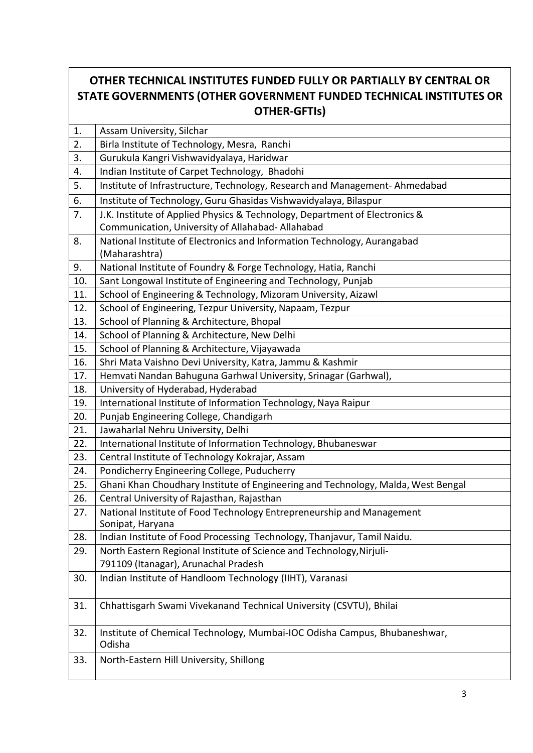| OTHER TECHNICAL INSTITUTES FUNDED FULLY OR PARTIALLY BY CENTRAL OR STATE GOVERNMENTS (OTHER GOVERNMENT FUNDED TECHNICAL INSTITUTES OR OTHER-GFTIs) | |
|---|---|
| 1. | Assam University, Silchar |
| 2. | Birla Institute of Technology, Mesra, Ranchi |
| 3. | Gurukula Kangri Vishwavidyalaya, Haridwar |
| 4. | Indian Institute of Carpet Technology, Bhadohi |
| 5. | Institute of Infrastructure, Technology, Research and Management- Ahmedabad |
| 6. | Institute of Technology, Guru Ghasidas Vishwavidyalaya, Bilaspur |
| 7. | J.K. Institute of Applied Physics & Technology, Department of Electronics & Communication, University of Allahabad- Allahabad |
| 8. | National Institute of Electronics and Information Technology, Aurangabad (Maharashtra) |
| 9. | National Institute of Foundry & Forge Technology, Hatia, Ranchi |
| 10. | Sant Longowal Institute of Engineering and Technology, Punjab |
| 11. | School of Engineering & Technology, Mizoram University, Aizawl |
| 12. | School of Engineering, Tezpur University, Napaam, Tezpur |
| 13. | School of Planning & Architecture, Bhopal |
| 14. | School of Planning & Architecture, New Delhi |
| 15. | School of Planning & Architecture, Vijayawada |
| 16. | Shri Mata Vaishno Devi University, Katra, Jammu & Kashmir |
| 17. | Hemvati Nandan Bahuguna Garhwal University, Srinagar (Garhwal), |
| 18. | University of Hyderabad, Hyderabad |
| 19. | International Institute of Information Technology, Naya Raipur |
| 20. | Punjab Engineering College, Chandigarh |
| 21. | Jawaharlal Nehru University, Delhi |
| 22. | International Institute of Information Technology, Bhubaneswar |
| 23. | Central Institute of Technology Kokrajar, Assam |
| 24. | Pondicherry Engineering College, Puducherry |
| 25. | Ghani Khan Choudhary Institute of Engineering and Technology, Malda, West Bengal |
| 26. | Central University of Rajasthan, Rajasthan |
| 27. | National Institute of Food Technology Entrepreneurship and Management Sonipat, Haryana |
| 28. | Indian Institute of Food Processing Technology, Thanjavur, Tamil Naidu. |
| 29. | North Eastern Regional Institute of Science and Technology,Nirjuli-791109 (Itanagar), Arunachal Pradesh |
| 30. | Indian Institute of Handloom Technology (IIHT), Varanasi |
| 31. | Chhattisgarh Swami Vivekanand Technical University (CSVTU), Bhilai |
| 32. | Institute of Chemical Technology, Mumbai-IOC Odisha Campus, Bhubaneshwar, Odisha |
| 33. | North-Eastern Hill University, Shillong |